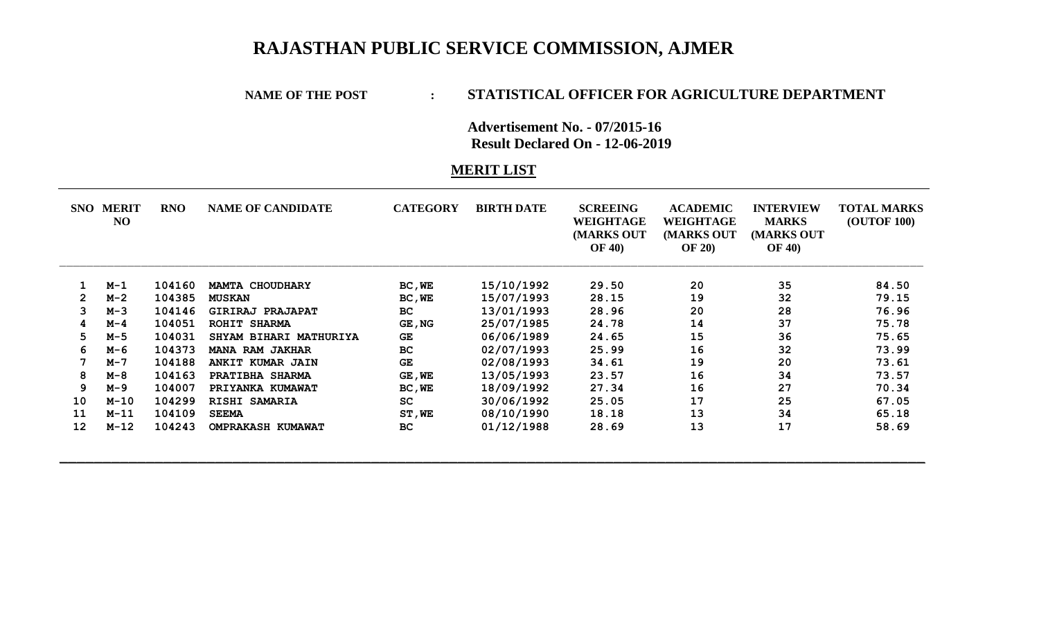# RAJASTHAN PUBLIC SERVICE COMMISSION, AJMER

**NAME OF THE POST : STATISTICAL OFFICER FOR AGRICULTURE DEPARTMENT**

**Advertisement No. - 07/2015-16**
**Result Declared On - 12-06-2019**

## MERIT LIST

| SNO | MERIT NO | RNO | NAME OF CANDIDATE | CATEGORY | BIRTH DATE | SCREEING WEIGHTAGE (MARKS OUT OF 40) | ACADEMIC WEIGHTAGE (MARKS OUT OF 20) | INTERVIEW MARKS (MARKS OUT OF 40) | TOTAL MARKS (OUTOF 100) |
|---|---|---|---|---|---|---|---|---|---|
| 1 | M-1 | 104160 | MAMTA CHOUDHARY | BC,WE | 15/10/1992 | 29.50 | 20 | 35 | 84.50 |
| 2 | M-2 | 104385 | MUSKAN | BC,WE | 15/07/1993 | 28.15 | 19 | 32 | 79.15 |
| 3 | M-3 | 104146 | GIRIRAJ PRAJAPAT | BC | 13/01/1993 | 28.96 | 20 | 28 | 76.96 |
| 4 | M-4 | 104051 | ROHIT SHARMA | GE,NG | 25/07/1985 | 24.78 | 14 | 37 | 75.78 |
| 5 | M-5 | 104031 | SHYAM BIHARI MATHURIYA | GE | 06/06/1989 | 24.65 | 15 | 36 | 75.65 |
| 6 | M-6 | 104373 | MANA RAM JAKHAR | BC | 02/07/1993 | 25.99 | 16 | 32 | 73.99 |
| 7 | M-7 | 104188 | ANKIT KUMAR JAIN | GE | 02/08/1993 | 34.61 | 19 | 20 | 73.61 |
| 8 | M-8 | 104163 | PRATIBHA SHARMA | GE,WE | 13/05/1993 | 23.57 | 16 | 34 | 73.57 |
| 9 | M-9 | 104007 | PRIYANKA KUMAWAT | BC,WE | 18/09/1992 | 27.34 | 16 | 27 | 70.34 |
| 10 | M-10 | 104299 | RISHI SAMARIA | SC | 30/06/1992 | 25.05 | 17 | 25 | 67.05 |
| 11 | M-11 | 104109 | SEEMA | ST,WE | 08/10/1990 | 18.18 | 13 | 34 | 65.18 |
| 12 | M-12 | 104243 | OMPRAKASH KUMAWAT | BC | 01/12/1988 | 28.69 | 13 | 17 | 58.69 |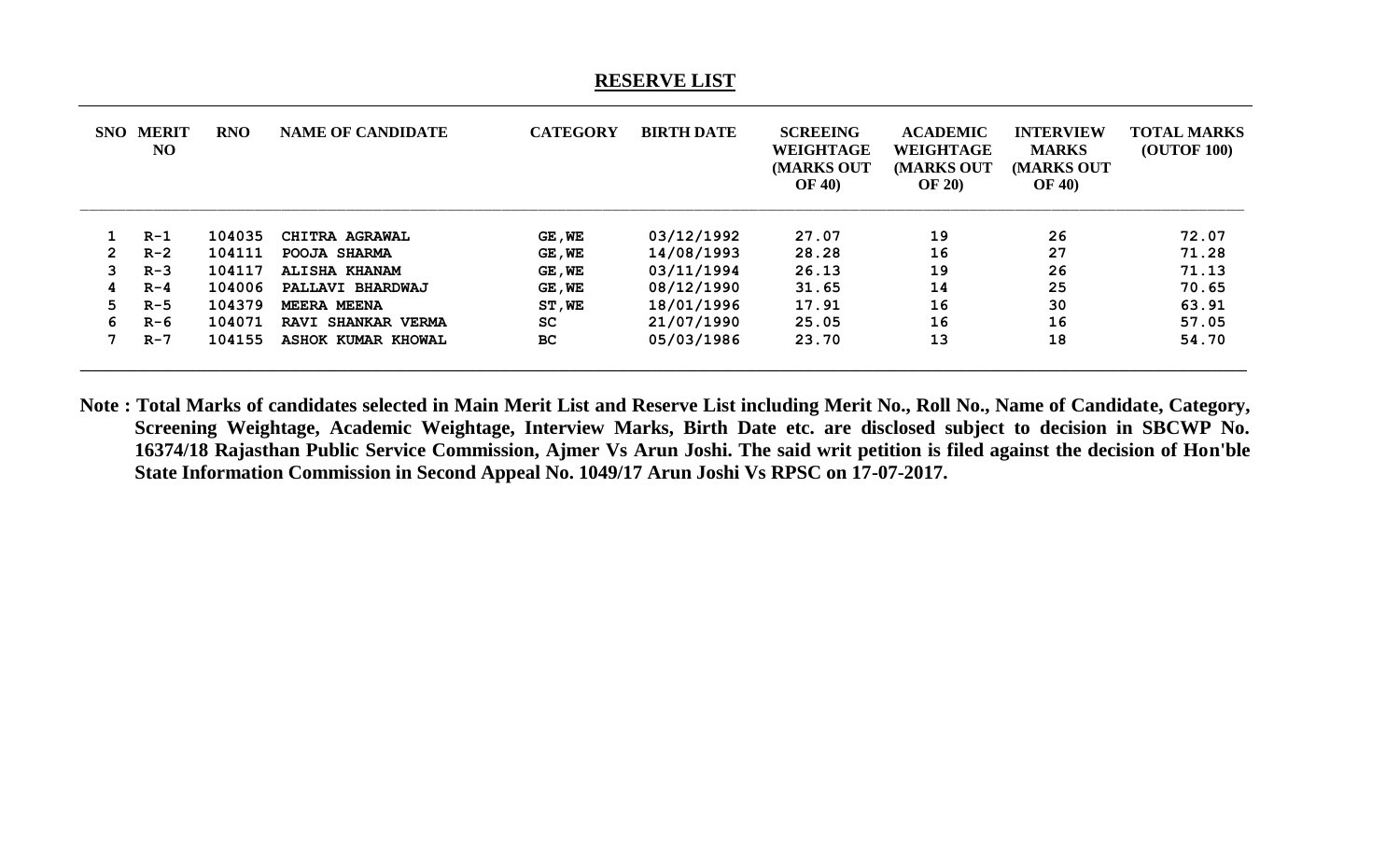## RESERVE LIST

| SNO | MERIT NO | RNO | NAME OF CANDIDATE | CATEGORY | BIRTH DATE | SCREEING WEIGHTAGE (MARKS OUT OF 40) | ACADEMIC WEIGHTAGE (MARKS OUT OF 20) | INTERVIEW MARKS (MARKS OUT OF 40) | TOTAL MARKS (OUTOF 100) |
|---|---|---|---|---|---|---|---|---|---|
| 1 | R-1 | 104035 | CHITRA AGRAWAL | GE,WE | 03/12/1992 | 27.07 | 19 | 26 | 72.07 |
| 2 | R-2 | 104111 | POOJA SHARMA | GE,WE | 14/08/1993 | 28.28 | 16 | 27 | 71.28 |
| 3 | R-3 | 104117 | ALISHA KHANAM | GE,WE | 03/11/1994 | 26.13 | 19 | 26 | 71.13 |
| 4 | R-4 | 104006 | PALLAVI BHARDWAJ | GE,WE | 08/12/1990 | 31.65 | 14 | 25 | 70.65 |
| 5 | R-5 | 104379 | MEERA MEENA | ST,WE | 18/01/1996 | 17.91 | 16 | 30 | 63.91 |
| 6 | R-6 | 104071 | RAVI SHANKAR VERMA | SC | 21/07/1990 | 25.05 | 16 | 16 | 57.05 |
| 7 | R-7 | 104155 | ASHOK KUMAR KHOWAL | BC | 05/03/1986 | 23.70 | 13 | 18 | 54.70 |

**Note : Total Marks of candidates selected in Main Merit List and Reserve List including Merit No., Roll No., Name of Candidate, Category, Screening Weightage, Academic Weightage, Interview Marks, Birth Date etc. are disclosed subject to decision in SBCWP No. 16374/18 Rajasthan Public Service Commission, Ajmer Vs Arun Joshi. The said writ petition is filed against the decision of Hon'ble State Information Commission in Second Appeal No. 1049/17 Arun Joshi Vs RPSC on 17-07-2017.**